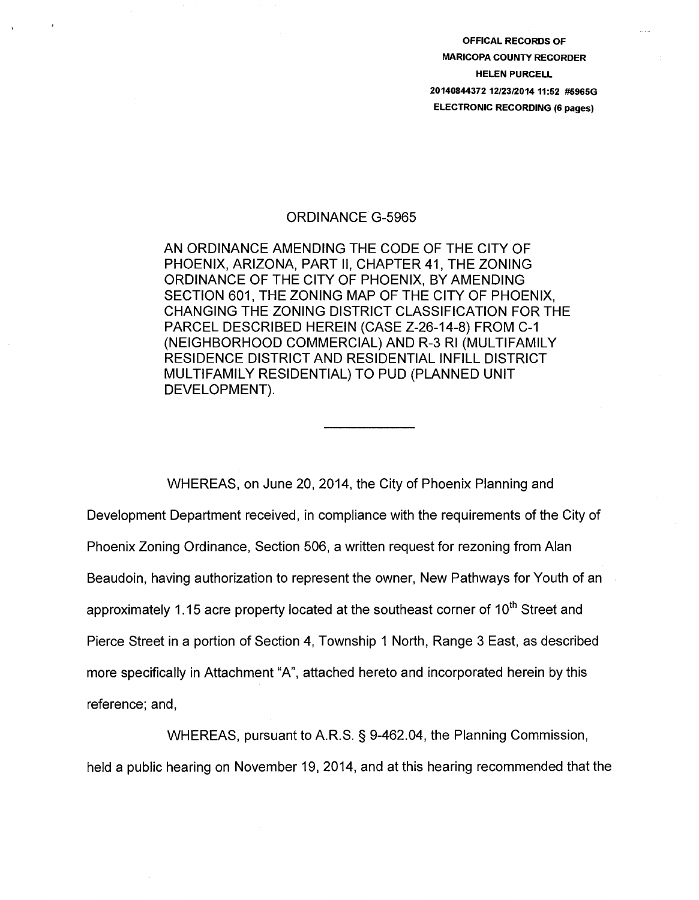OFFICAL RECORDS OF
MARICOPA COUNTY RECORDER
HELEN PURCELL
20140844372 12/23/2014 11:52 #5965G
ELECTRONIC RECORDING (6 pages)

# ORDINANCE G-5965

AN ORDINANCE AMENDING THE CODE OF THE CITY OF PHOENIX, ARIZONA, PART II, CHAPTER 41, THE ZONING ORDINANCE OF THE CITY OF PHOENIX, BY AMENDING SECTION 601, THE ZONING MAP OF THE CITY OF PHOENIX, CHANGING THE ZONING DISTRICT CLASSIFICATION FOR THE PARCEL DESCRIBED HEREIN (CASE Z-26-14-8) FROM C-1 (NEIGHBORHOOD COMMERCIAL) AND R-3 RI (MULTIFAMILY RESIDENCE DISTRICT AND RESIDENTIAL INFILL DISTRICT MULTIFAMILY RESIDENTIAL) TO PUD (PLANNED UNIT DEVELOPMENT).

---

WHEREAS, on June 20, 2014, the City of Phoenix Planning and Development Department received, in compliance with the requirements of the City of Phoenix Zoning Ordinance, Section 506, a written request for rezoning from Alan Beaudoin, having authorization to represent the owner, New Pathways for Youth of an approximately 1.15 acre property located at the southeast corner of 10th Street and Pierce Street in a portion of Section 4, Township 1 North, Range 3 East, as described more specifically in Attachment "A", attached hereto and incorporated herein by this reference; and,

WHEREAS, pursuant to A.R.S. § 9-462.04, the Planning Commission, held a public hearing on November 19, 2014, and at this hearing recommended that the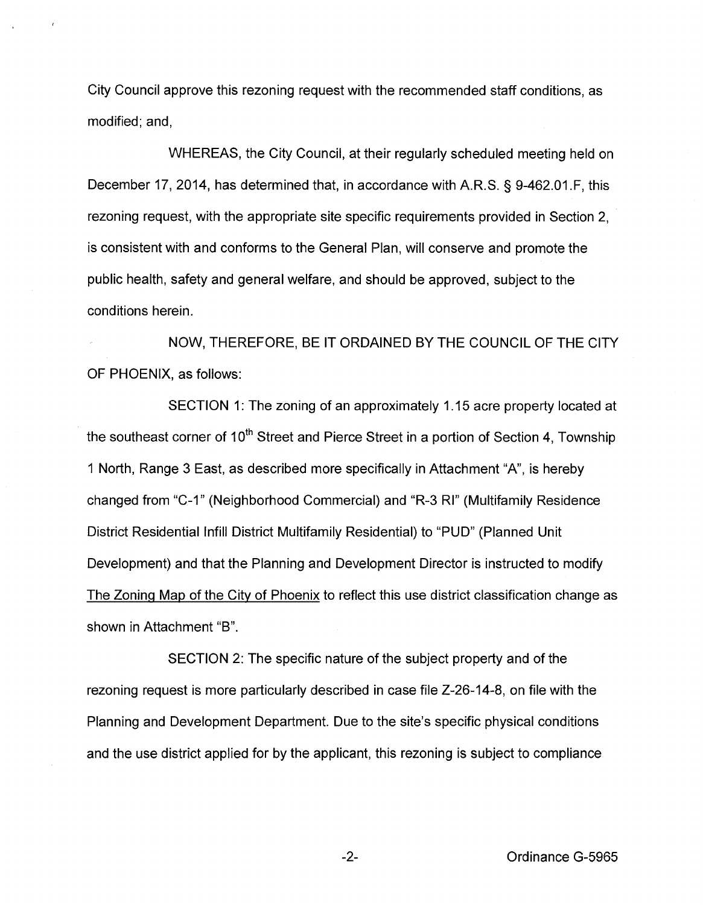City Council approve this rezoning request with the recommended staff conditions, as modified; and,

WHEREAS, the City Council, at their regularly scheduled meeting held on December 17, 2014, has determined that, in accordance with A.R.S. § 9-462.01.F, this rezoning request, with the appropriate site specific requirements provided in Section 2, is consistent with and conforms to the General Plan, will conserve and promote the public health, safety and general welfare, and should be approved, subject to the conditions herein.

NOW, THEREFORE, BE IT ORDAINED BY THE COUNCIL OF THE CITY OF PHOENIX, as follows:

SECTION 1: The zoning of an approximately 1.15 acre property located at the southeast corner of 10th Street and Pierce Street in a portion of Section 4, Township 1 North, Range 3 East, as described more specifically in Attachment "A", is hereby changed from "C-1" (Neighborhood Commercial) and "R-3 RI" (Multifamily Residence District Residential Infill District Multifamily Residential) to "PUD" (Planned Unit Development) and that the Planning and Development Director is instructed to modify The Zoning Map of the City of Phoenix to reflect this use district classification change as shown in Attachment "B".

SECTION 2: The specific nature of the subject property and of the rezoning request is more particularly described in case file Z-26-14-8, on file with the Planning and Development Department. Due to the site's specific physical conditions and the use district applied for by the applicant, this rezoning is subject to compliance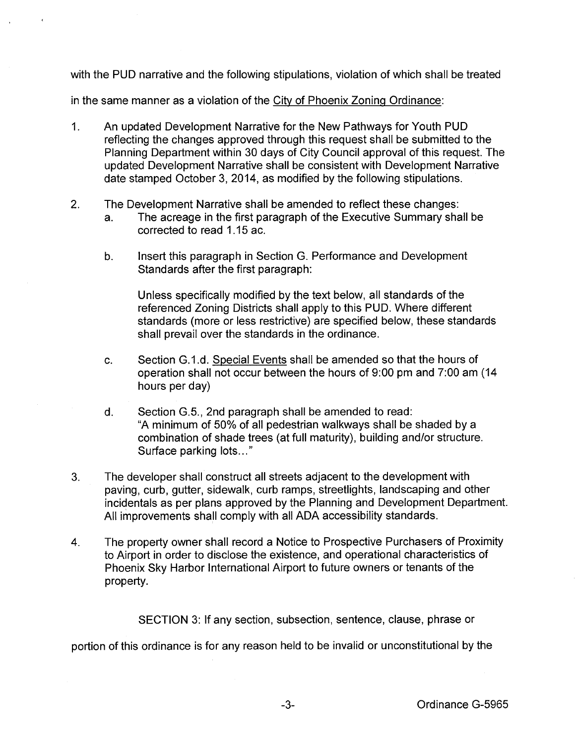with the PUD narrative and the following stipulations, violation of which shall be treated in the same manner as a violation of the City of Phoenix Zoning Ordinance:

1. An updated Development Narrative for the New Pathways for Youth PUD reflecting the changes approved through this request shall be submitted to the Planning Department within 30 days of City Council approval of this request. The updated Development Narrative shall be consistent with Development Narrative date stamped October 3, 2014, as modified by the following stipulations.

2. The Development Narrative shall be amended to reflect these changes:
   a. The acreage in the first paragraph of the Executive Summary shall be corrected to read 1.15 ac.

   b. Insert this paragraph in Section G. Performance and Development Standards after the first paragraph:

      Unless specifically modified by the text below, all standards of the referenced Zoning Districts shall apply to this PUD. Where different standards (more or less restrictive) are specified below, these standards shall prevail over the standards in the ordinance.

   c. Section G.1.d. Special Events shall be amended so that the hours of operation shall not occur between the hours of 9:00 pm and 7:00 am (14 hours per day)

   d. Section G.5., 2nd paragraph shall be amended to read:
      "A minimum of 50% of all pedestrian walkways shall be shaded by a combination of shade trees (at full maturity), building and/or structure. Surface parking lots..."

3. The developer shall construct all streets adjacent to the development with paving, curb, gutter, sidewalk, curb ramps, streetlights, landscaping and other incidentals as per plans approved by the Planning and Development Department. All improvements shall comply with all ADA accessibility standards.

4. The property owner shall record a Notice to Prospective Purchasers of Proximity to Airport in order to disclose the existence, and operational characteristics of Phoenix Sky Harbor International Airport to future owners or tenants of the property.

SECTION 3: If any section, subsection, sentence, clause, phrase or portion of this ordinance is for any reason held to be invalid or unconstitutional by the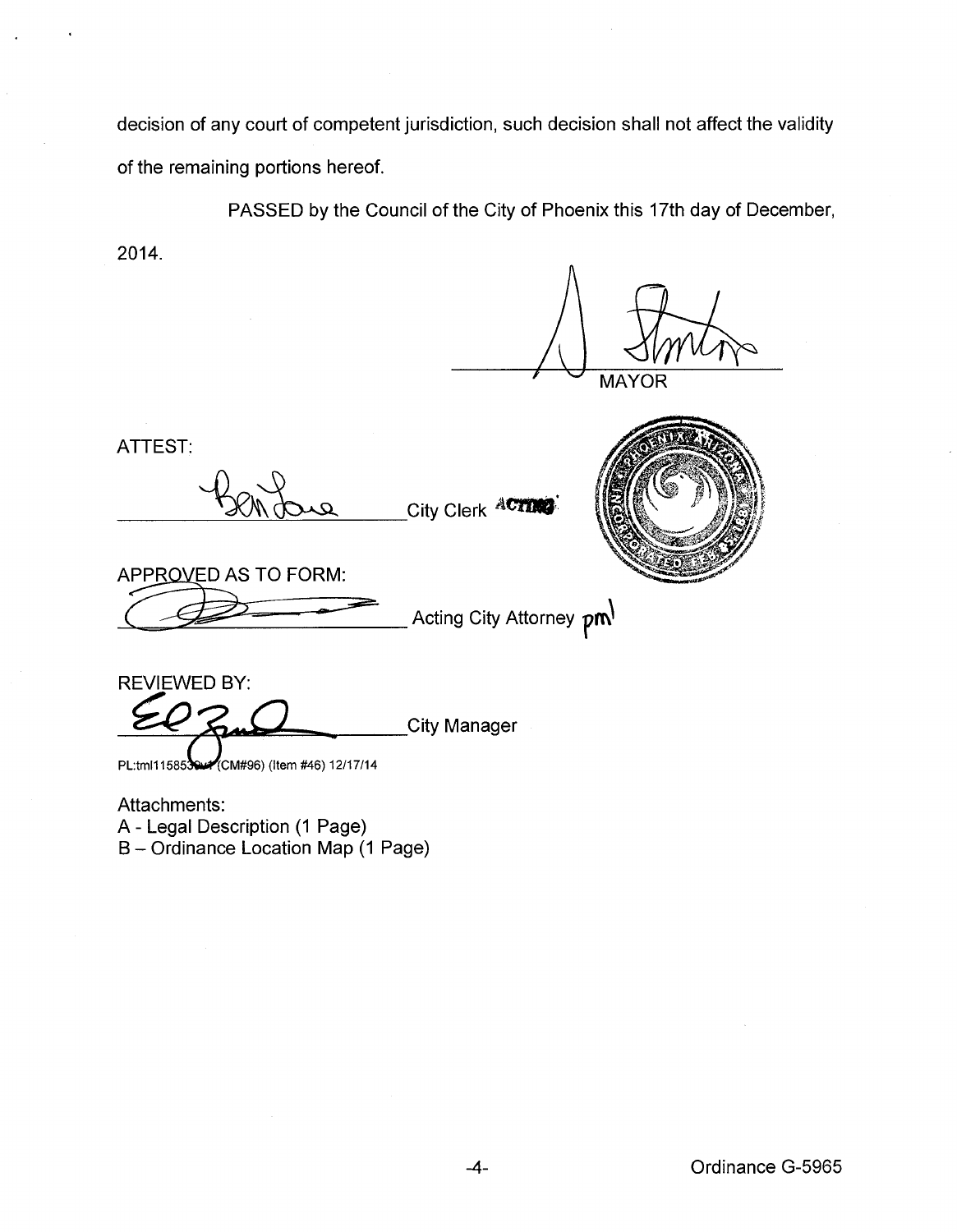decision of any court of competent jurisdiction, such decision shall not affect the validity of the remaining portions hereof.

PASSED by the Council of the City of Phoenix this 17th day of December, 2014.

MAYOR

ATTEST:

City Clerk ACTING

APPROVED AS TO FORM:

Acting City Attorney pm

REVIEWED BY:

City Manager

PL:tml1158539v1 (CM#96) (Item #46) 12/17/14

Attachments:
A - Legal Description (1 Page)
B – Ordinance Location Map (1 Page)

Ordinance G-5965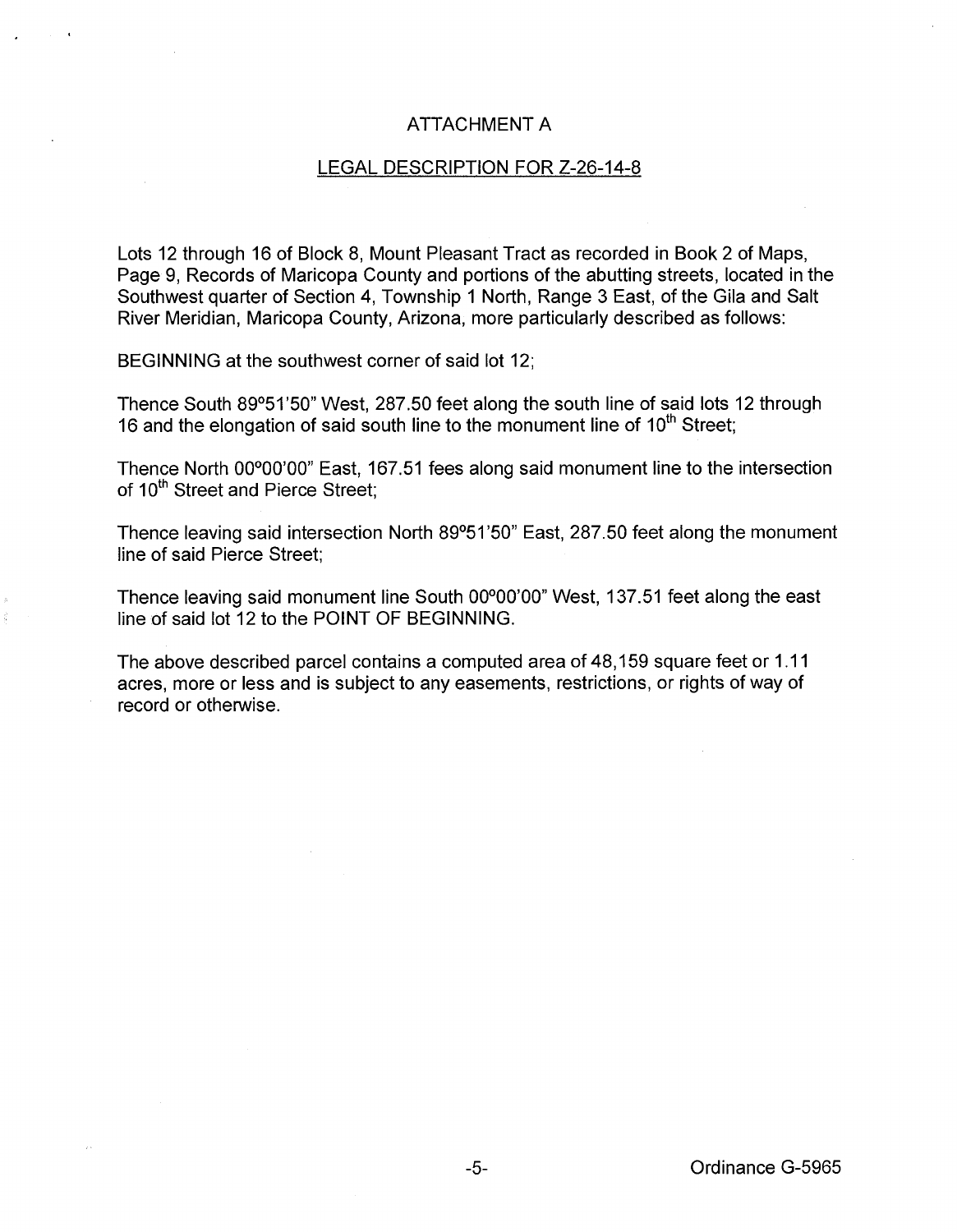# ATTACHMENT A

## LEGAL DESCRIPTION FOR Z-26-14-8

Lots 12 through 16 of Block 8, Mount Pleasant Tract as recorded in Book 2 of Maps, Page 9, Records of Maricopa County and portions of the abutting streets, located in the Southwest quarter of Section 4, Township 1 North, Range 3 East, of the Gila and Salt River Meridian, Maricopa County, Arizona, more particularly described as follows:

BEGINNING at the southwest corner of said lot 12;

Thence South 89°51'50" West, 287.50 feet along the south line of said lots 12 through 16 and the elongation of said south line to the monument line of 10th Street;

Thence North 00°00'00" East, 167.51 fees along said monument line to the intersection of 10th Street and Pierce Street;

Thence leaving said intersection North 89°51'50" East, 287.50 feet along the monument line of said Pierce Street;

Thence leaving said monument line South 00°00'00" West, 137.51 feet along the east line of said lot 12 to the POINT OF BEGINNING.

The above described parcel contains a computed area of 48,159 square feet or 1.11 acres, more or less and is subject to any easements, restrictions, or rights of way of record or otherwise.

Ordinance G-5965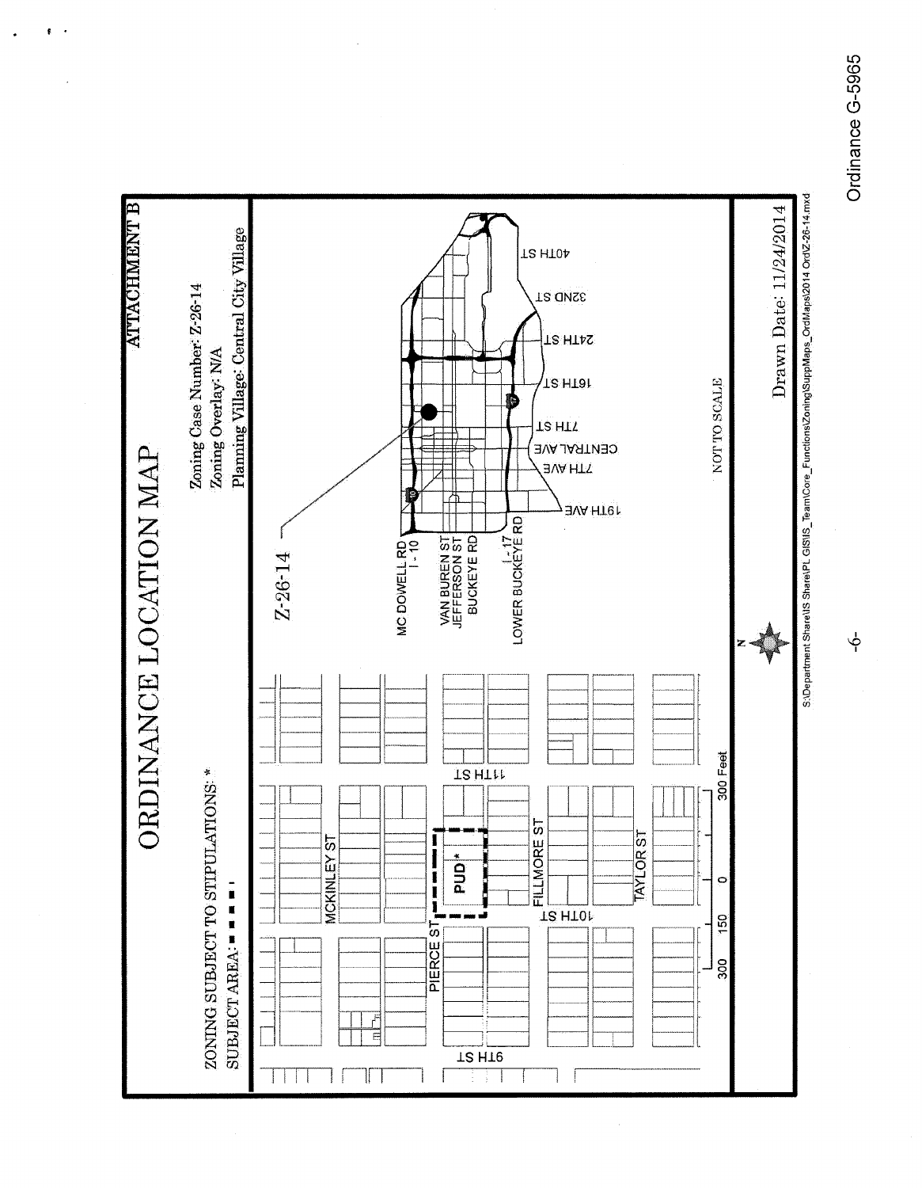# ATTACHMENT B

# ORDINANCE LOCATION MAP

ZONING SUBJECT TO STIPULATIONS: *
SUBJECT AREA: ■ ■ ■ ■ ■

Zoning Case Number: Z-26-14
Zoning Overlay: N/A
Planning Village: Central City Village

MCKINLEY ST
PIERCE ST
PUD*
FILLMORE ST
TAYLOR ST
9TH ST
10TH ST
11TH ST
300 150 0 300 Feet

Z-26-14

MC DOWELL RD
I - 10
VAN BUREN ST
JEFFERSON ST
BUCKEYE RD
I - 17
LOWER BUCKEYE RD
19TH AVE
7TH AVE
CENTRAL AVE
7TH ST
16TH ST
24TH ST
32ND ST
40TH ST

NOT TO SCALE

N

Drawn Date: 11/24/2014

S:\Department Share\IS Share\PL GIS\IS_Team\Core_Functions\Zoning\SuppMaps_OrdMaps\2014 Ord\Z-26-14.mxd

Ordinance G-5965